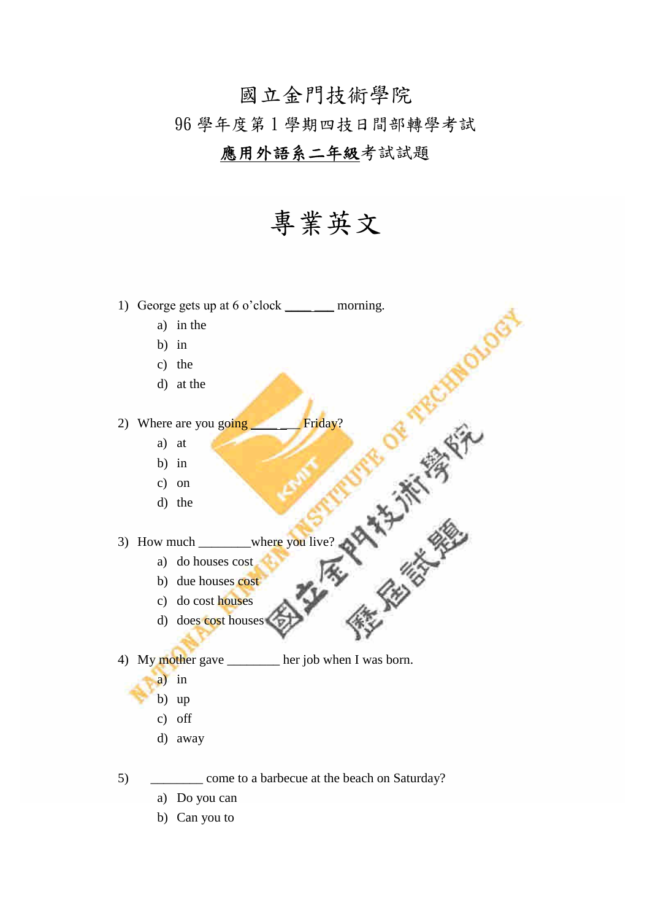# 國立金門技術學院

## 96 學年度第 1 學期四技日間部轉學考試

## **應用外語系二年級**考試試題

# 專業英文

1) George gets up at 6 o'clock ____ ___ morning.
   a) in the
   b) in
   c) the
   d) at the

2) Where are you going ____ ___ Friday?
   a) at
   b) in
   c) on
   d) the

3) How much ________where you live?
   a) do houses cost
   b) due houses cost
   c) do cost houses
   d) does cost houses

4) My mother gave ________ her job when I was born.
   a) in
   b) up
   c) off
   d) away

5) ________ come to a barbecue at the beach on Saturday?
   a) Do you can
   b) Can you to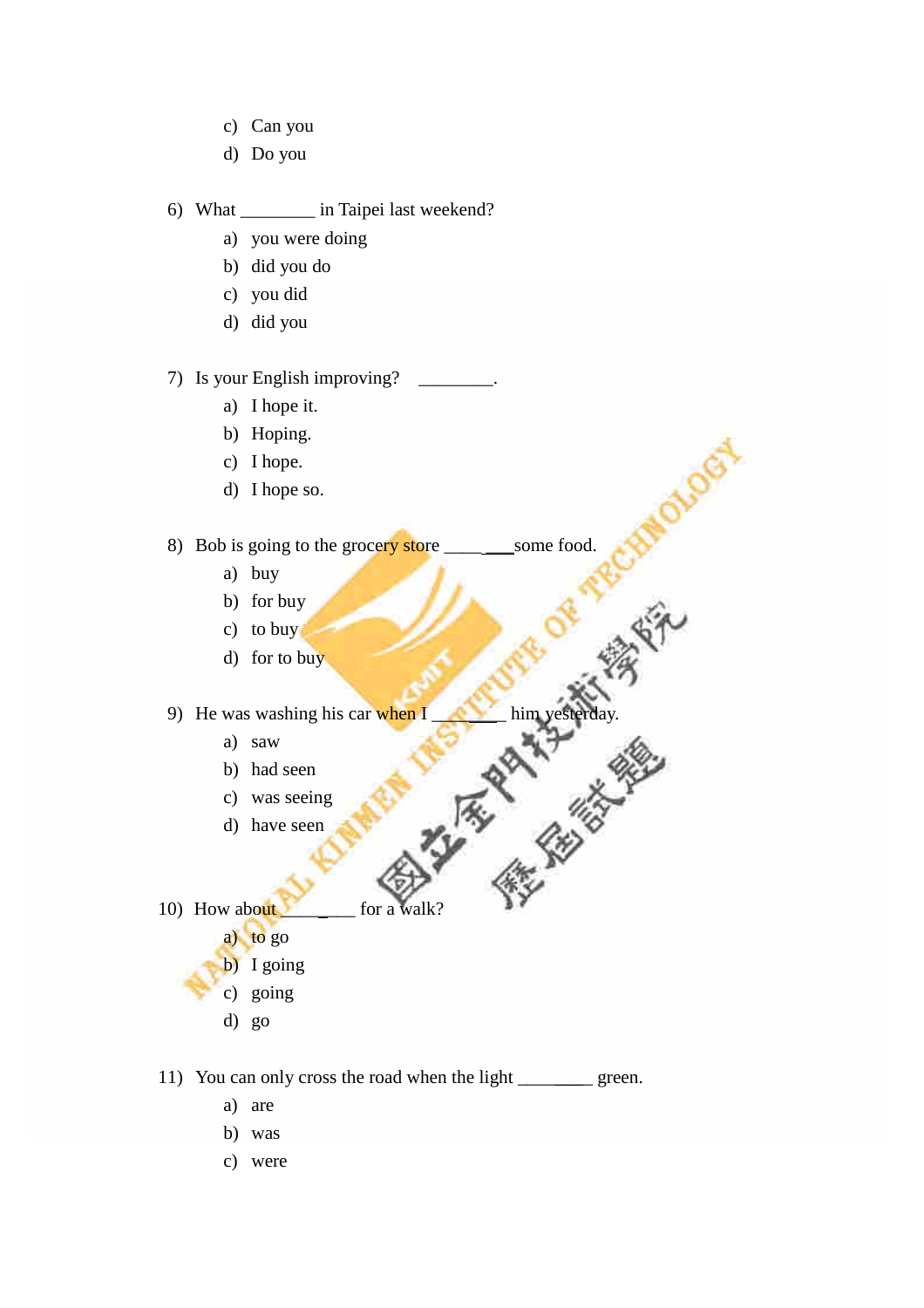c) Can you

d) Do you

6) What ________ in Taipei last weekend?

a) you were doing

b) did you do

c) you did

d) did you

7) Is your English improving? ________.

a) I hope it.

b) Hoping.

c) I hope.

d) I hope so.

8) Bob is going to the grocery store ________some food.

a) buy

b) for buy

c) to buy

d) for to buy

9) He was washing his car when I ________ him yesterday.

a) saw

b) had seen

c) was seeing

d) have seen

10) How about ________ for a walk?

a) to go

b) I going

c) going

d) go

11) You can only cross the road when the light ________ green.

a) are

b) was

c) were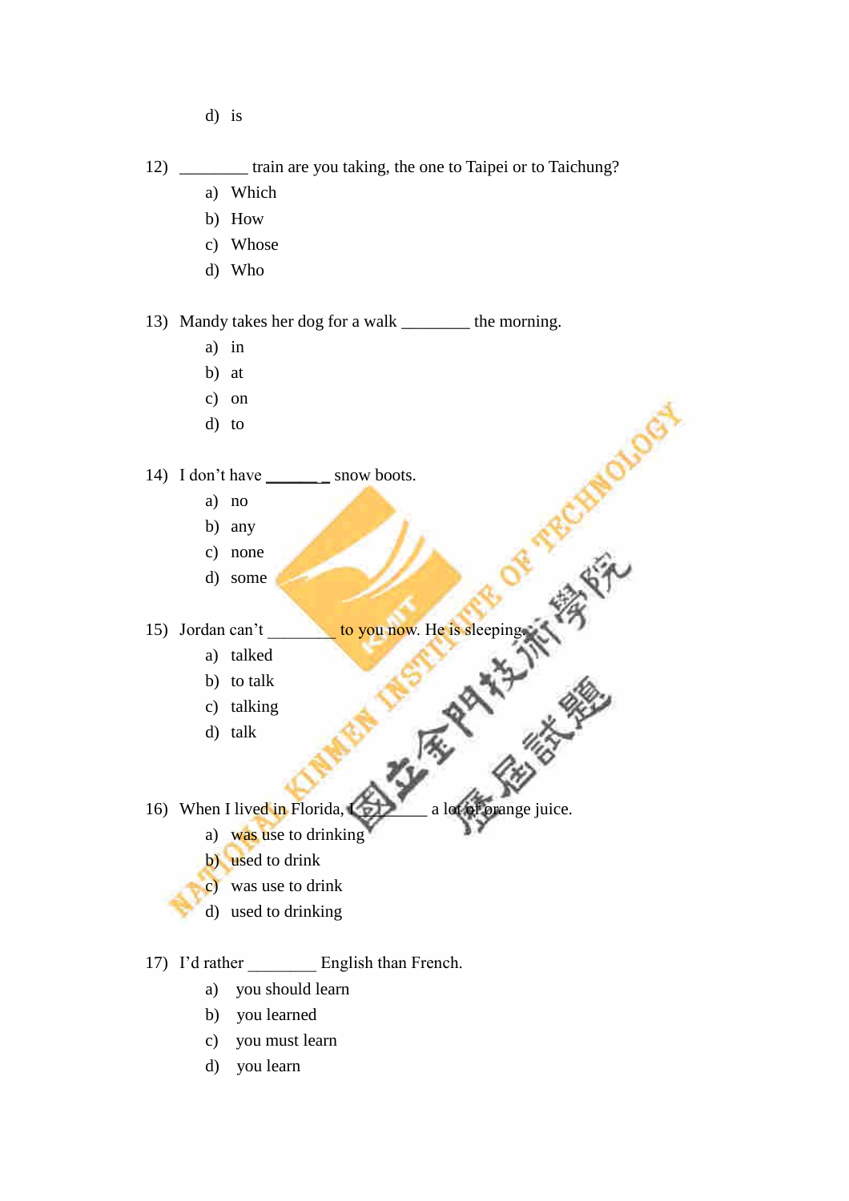d) is

12) ________ train are you taking, the one to Taipei or to Taichung?

a) Which
b) How
c) Whose
d) Who

13) Mandy takes her dog for a walk ________ the morning.

a) in
b) at
c) on
d) to

14) I don't have ________ snow boots.

a) no
b) any
c) none
d) some

15) Jordan can't ________ to you now. He is sleeping.

a) talked
b) to talk
c) talking
d) talk

16) When I lived in Florida, I ________ a lot of orange juice.

a) was use to drinking
b) used to drink
c) was use to drink
d) used to drinking

17) I'd rather ________ English than French.

a) you should learn
b) you learned
c) you must learn
d) you learn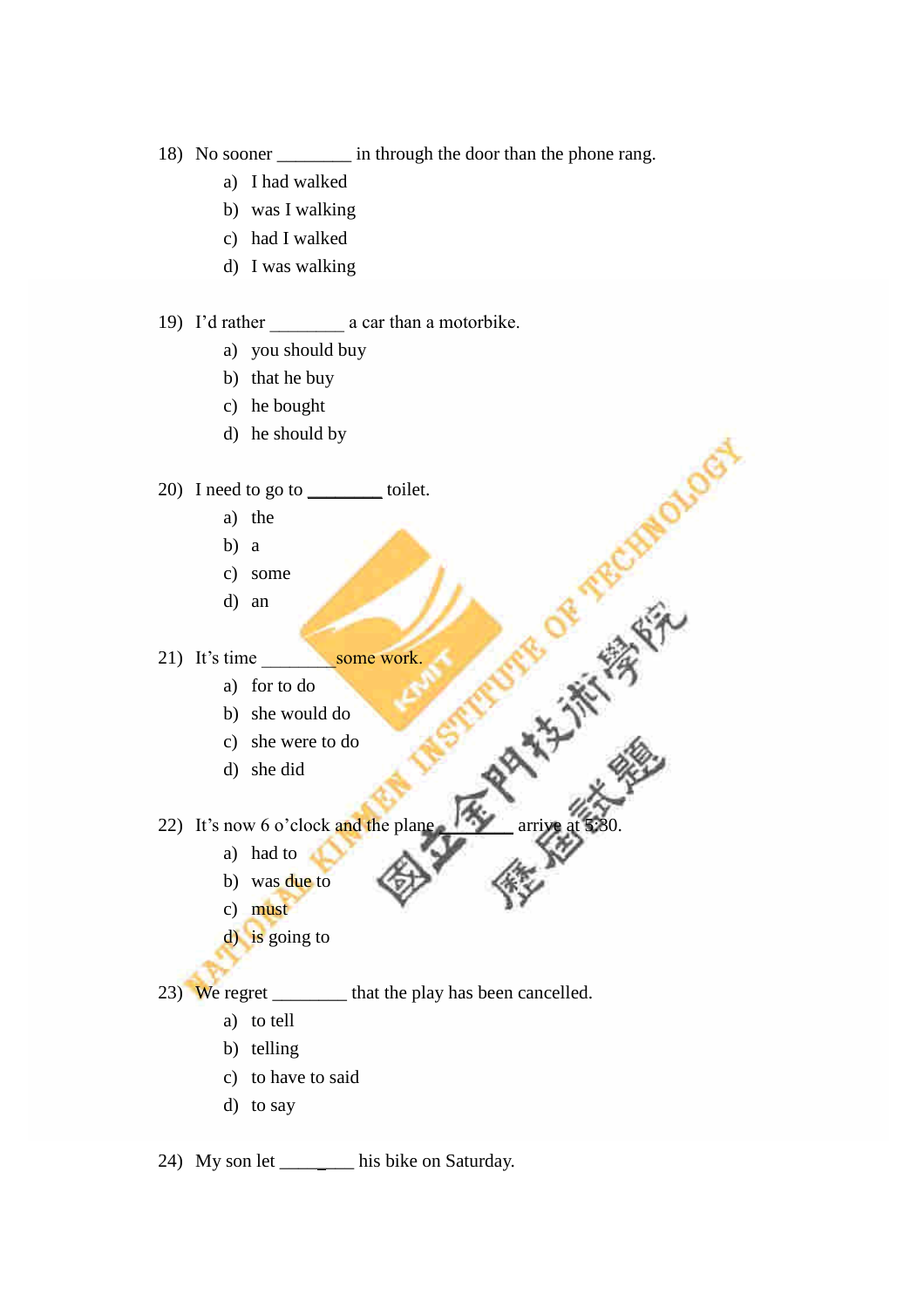18) No sooner ________ in through the door than the phone rang.

   a) I had walked
   b) was I walking
   c) had I walked
   d) I was walking

19) I'd rather ________ a car than a motorbike.

   a) you should buy
   b) that he buy
   c) he bought
   d) he should by

20) I need to go to ________ toilet.

   a) the
   b) a
   c) some
   d) an

21) It's time ________ some work.

   a) for to do
   b) she would do
   c) she were to do
   d) she did

22) It's now 6 o'clock and the plane ________ arrive at 5:30.

   a) had to
   b) was due to
   c) must
   d) is going to

23) We regret ________ that the play has been cancelled.

   a) to tell
   b) telling
   c) to have to said
   d) to say

24) My son let ________ his bike on Saturday.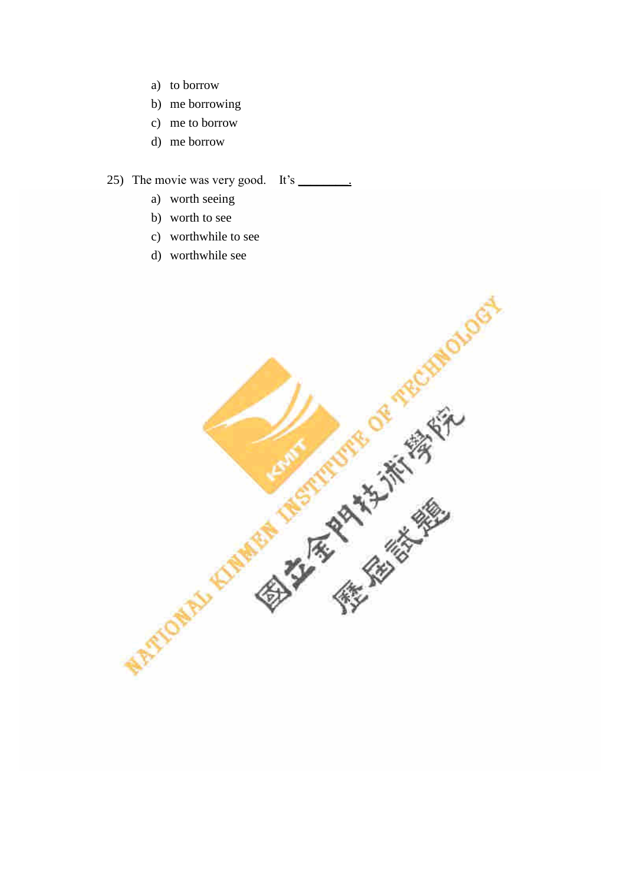a) to borrow
b) me borrowing
c) me to borrow
d) me borrow

25) The movie was very good. It's ________.

a) worth seeing
b) worth to see
c) worthwhile to see
d) worthwhile see